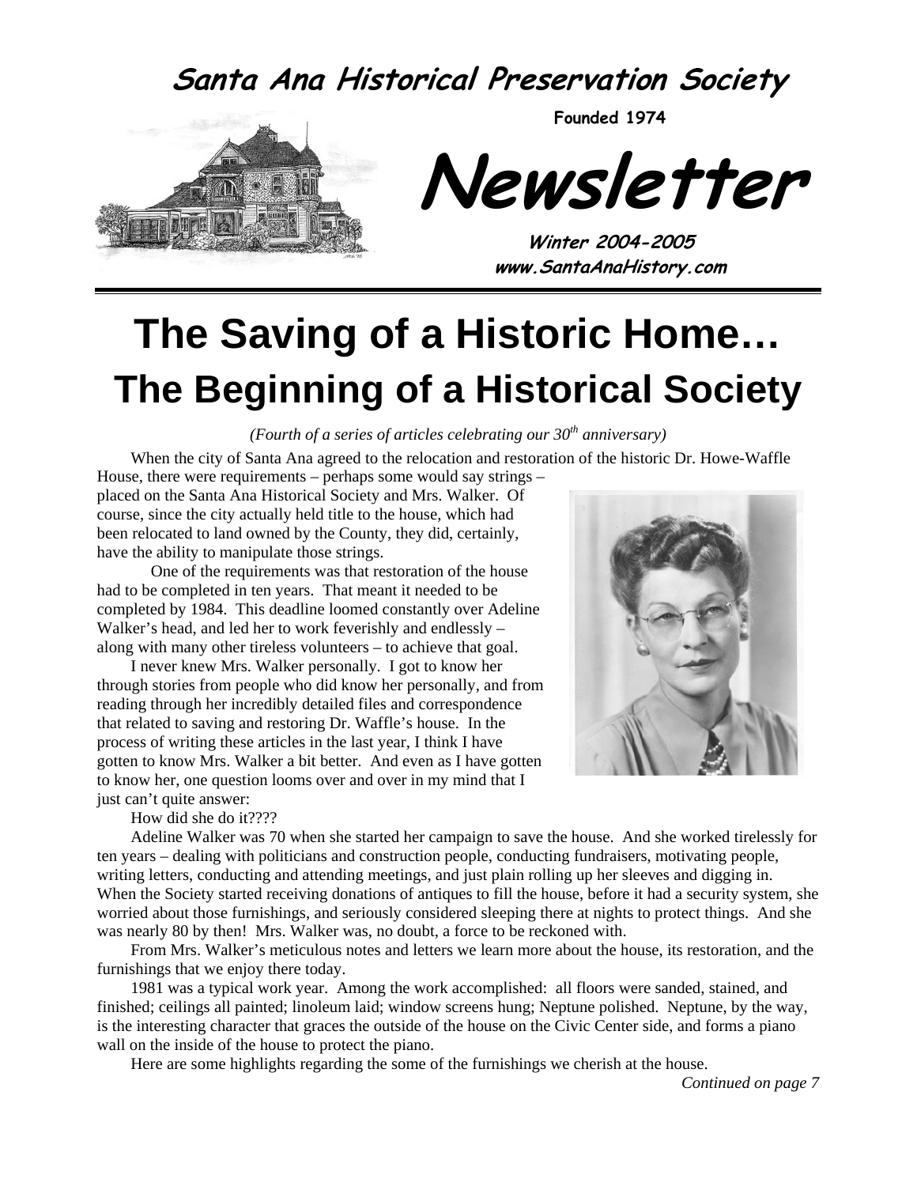# Santa Ana Historical Preservation Society

**Founded 1974**

# Newsletter

**Winter 2004-2005**
**www.SantaAnaHistory.com**

# The Saving of a Historic Home…
## The Beginning of a Historical Society

*(Fourth of a series of articles celebrating our 30th anniversary)*

When the city of Santa Ana agreed to the relocation and restoration of the historic Dr. Howe-Waffle House, there were requirements – perhaps some would say strings – placed on the Santa Ana Historical Society and Mrs. Walker. Of course, since the city actually held title to the house, which had been relocated to land owned by the County, they did, certainly, have the ability to manipulate those strings.

One of the requirements was that restoration of the house had to be completed in ten years. That meant it needed to be completed by 1984. This deadline loomed constantly over Adeline Walker's head, and led her to work feverishly and endlessly – along with many other tireless volunteers – to achieve that goal.

I never knew Mrs. Walker personally. I got to know her through stories from people who did know her personally, and from reading through her incredibly detailed files and correspondence that related to saving and restoring Dr. Waffle's house. In the process of writing these articles in the last year, I think I have gotten to know Mrs. Walker a bit better. And even as I have gotten to know her, one question looms over and over in my mind that I just can't quite answer:

How did she do it????

Adeline Walker was 70 when she started her campaign to save the house. And she worked tirelessly for ten years – dealing with politicians and construction people, conducting fundraisers, motivating people, writing letters, conducting and attending meetings, and just plain rolling up her sleeves and digging in. When the Society started receiving donations of antiques to fill the house, before it had a security system, she worried about those furnishings, and seriously considered sleeping there at nights to protect things. And she was nearly 80 by then! Mrs. Walker was, no doubt, a force to be reckoned with.

From Mrs. Walker's meticulous notes and letters we learn more about the house, its restoration, and the furnishings that we enjoy there today.

1981 was a typical work year. Among the work accomplished: all floors were sanded, stained, and finished; ceilings all painted; linoleum laid; window screens hung; Neptune polished. Neptune, by the way, is the interesting character that graces the outside of the house on the Civic Center side, and forms a piano wall on the inside of the house to protect the piano.

Here are some highlights regarding the some of the furnishings we cherish at the house.

*Continued on page 7*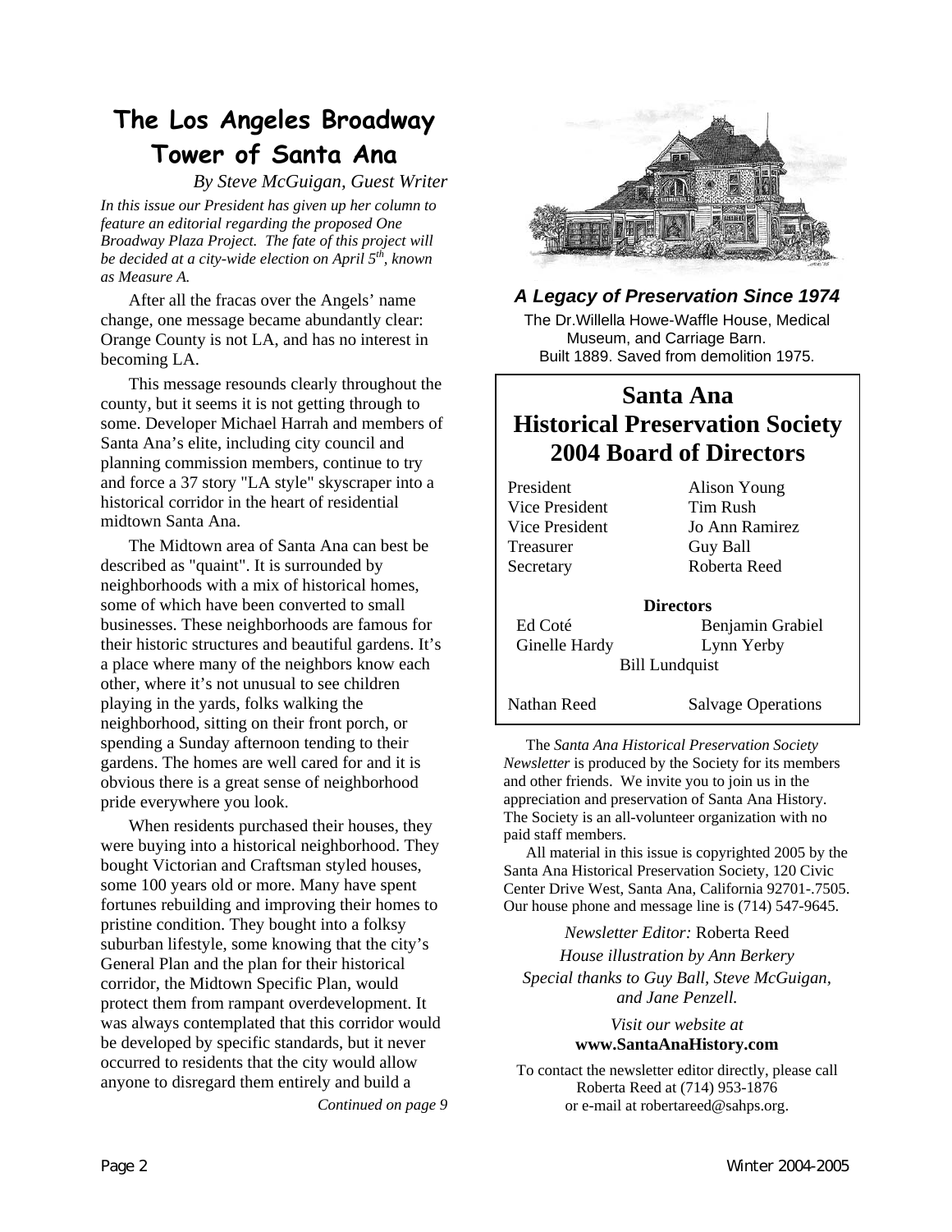# The Los Angeles Broadway Tower of Santa Ana

*By Steve McGuigan, Guest Writer*

*In this issue our President has given up her column to feature an editorial regarding the proposed One Broadway Plaza Project. The fate of this project will be decided at a city-wide election on April 5th, known as Measure A.*

After all the fracas over the Angels' name change, one message became abundantly clear: Orange County is not LA, and has no interest in becoming LA.

This message resounds clearly throughout the county, but it seems it is not getting through to some. Developer Michael Harrah and members of Santa Ana's elite, including city council and planning commission members, continue to try and force a 37 story "LA style" skyscraper into a historical corridor in the heart of residential midtown Santa Ana.

The Midtown area of Santa Ana can best be described as "quaint". It is surrounded by neighborhoods with a mix of historical homes, some of which have been converted to small businesses. These neighborhoods are famous for their historic structures and beautiful gardens. It's a place where many of the neighbors know each other, where it's not unusual to see children playing in the yards, folks walking the neighborhood, sitting on their front porch, or spending a Sunday afternoon tending to their gardens. The homes are well cared for and it is obvious there is a great sense of neighborhood pride everywhere you look.

When residents purchased their houses, they were buying into a historical neighborhood. They bought Victorian and Craftsman styled houses, some 100 years old or more. Many have spent fortunes rebuilding and improving their homes to pristine condition. They bought into a folksy suburban lifestyle, some knowing that the city's General Plan and the plan for their historical corridor, the Midtown Specific Plan, would protect them from rampant overdevelopment. It was always contemplated that this corridor would be developed by specific standards, but it never occurred to residents that the city would allow anyone to disregard them entirely and build a

*Continued on page 9*

***A Legacy of Preservation Since 1974***

The Dr.Willella Howe-Waffle House, Medical Museum, and Carriage Barn.
Built 1889. Saved from demolition 1975.

## Santa Ana Historical Preservation Society 2004 Board of Directors

| | |
|---|---|
| President | Alison Young |
| Vice President | Tim Rush |
| Vice President | Jo Ann Ramirez |
| Treasurer | Guy Ball |
| Secretary | Roberta Reed |

**Directors**

Ed Coté, Benjamin Grabiel, Ginelle Hardy, Lynn Yerby, Bill Lundquist

Nathan Reed — Salvage Operations

The *Santa Ana Historical Preservation Society Newsletter* is produced by the Society for its members and other friends. We invite you to join us in the appreciation and preservation of Santa Ana History. The Society is an all-volunteer organization with no paid staff members.

All material in this issue is copyrighted 2005 by the Santa Ana Historical Preservation Society, 120 Civic Center Drive West, Santa Ana, California 92701-.7505. Our house phone and message line is (714) 547-9645.

*Newsletter Editor:* Roberta Reed

*House illustration by Ann Berkery*

*Special thanks to Guy Ball, Steve McGuigan, and Jane Penzell.*

*Visit our website at*
**www.SantaAnaHistory.com**

To contact the newsletter editor directly, please call Roberta Reed at (714) 953-1876 or e-mail at robertareed@sahps.org.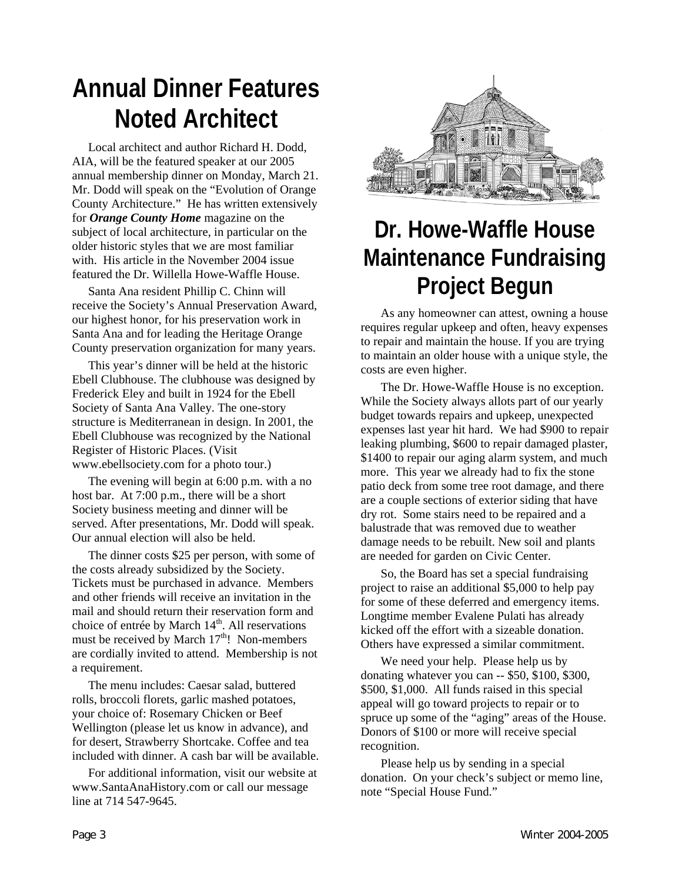# Annual Dinner Features Noted Architect

Local architect and author Richard H. Dodd, AIA, will be the featured speaker at our 2005 annual membership dinner on Monday, March 21. Mr. Dodd will speak on the "Evolution of Orange County Architecture." He has written extensively for ***Orange County Home*** magazine on the subject of local architecture, in particular on the older historic styles that we are most familiar with. His article in the November 2004 issue featured the Dr. Willella Howe-Waffle House.

Santa Ana resident Phillip C. Chinn will receive the Society's Annual Preservation Award, our highest honor, for his preservation work in Santa Ana and for leading the Heritage Orange County preservation organization for many years.

This year's dinner will be held at the historic Ebell Clubhouse. The clubhouse was designed by Frederick Eley and built in 1924 for the Ebell Society of Santa Ana Valley. The one-story structure is Mediterranean in design. In 2001, the Ebell Clubhouse was recognized by the National Register of Historic Places. (Visit www.ebellsociety.com for a photo tour.)

The evening will begin at 6:00 p.m. with a no host bar. At 7:00 p.m., there will be a short Society business meeting and dinner will be served. After presentations, Mr. Dodd will speak. Our annual election will also be held.

The dinner costs $25 per person, with some of the costs already subsidized by the Society. Tickets must be purchased in advance. Members and other friends will receive an invitation in the mail and should return their reservation form and choice of entrée by March 14th. All reservations must be received by March 17th! Non-members are cordially invited to attend. Membership is not a requirement.

The menu includes: Caesar salad, buttered rolls, broccoli florets, garlic mashed potatoes, your choice of: Rosemary Chicken or Beef Wellington (please let us know in advance), and for desert, Strawberry Shortcake. Coffee and tea included with dinner. A cash bar will be available.

For additional information, visit our website at www.SantaAnaHistory.com or call our message line at 714 547-9645.

# Dr. Howe-Waffle House Maintenance Fundraising Project Begun

As any homeowner can attest, owning a house requires regular upkeep and often, heavy expenses to repair and maintain the house. If you are trying to maintain an older house with a unique style, the costs are even higher.

The Dr. Howe-Waffle House is no exception. While the Society always allots part of our yearly budget towards repairs and upkeep, unexpected expenses last year hit hard. We had $900 to repair leaking plumbing, $600 to repair damaged plaster, $1400 to repair our aging alarm system, and much more. This year we already had to fix the stone patio deck from some tree root damage, and there are a couple sections of exterior siding that have dry rot. Some stairs need to be repaired and a balustrade that was removed due to weather damage needs to be rebuilt. New soil and plants are needed for garden on Civic Center.

So, the Board has set a special fundraising project to raise an additional $5,000 to help pay for some of these deferred and emergency items. Longtime member Evalene Pulati has already kicked off the effort with a sizeable donation. Others have expressed a similar commitment.

We need your help. Please help us by donating whatever you can -- $50, $100, $300, $500, $1,000. All funds raised in this special appeal will go toward projects to repair or to spruce up some of the "aging" areas of the House. Donors of $100 or more will receive special recognition.

Please help us by sending in a special donation. On your check's subject or memo line, note "Special House Fund."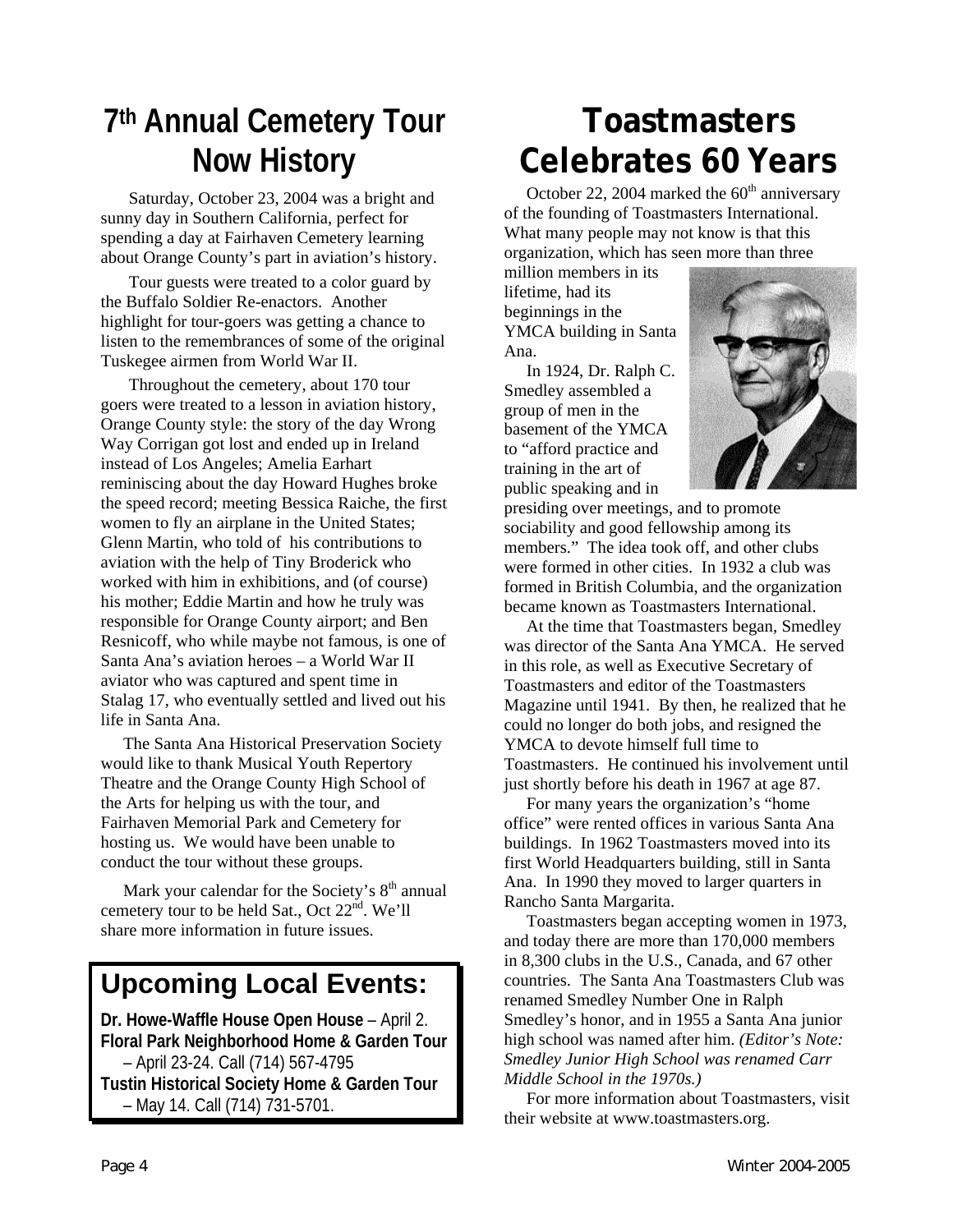# 7th Annual Cemetery Tour Now History

Saturday, October 23, 2004 was a bright and sunny day in Southern California, perfect for spending a day at Fairhaven Cemetery learning about Orange County's part in aviation's history.

Tour guests were treated to a color guard by the Buffalo Soldier Re-enactors. Another highlight for tour-goers was getting a chance to listen to the remembrances of some of the original Tuskegee airmen from World War II.

Throughout the cemetery, about 170 tour goers were treated to a lesson in aviation history, Orange County style: the story of the day Wrong Way Corrigan got lost and ended up in Ireland instead of Los Angeles; Amelia Earhart reminiscing about the day Howard Hughes broke the speed record; meeting Bessica Raiche, the first women to fly an airplane in the United States; Glenn Martin, who told of his contributions to aviation with the help of Tiny Broderick who worked with him in exhibitions, and (of course) his mother; Eddie Martin and how he truly was responsible for Orange County airport; and Ben Resnicoff, who while maybe not famous, is one of Santa Ana's aviation heroes – a World War II aviator who was captured and spent time in Stalag 17, who eventually settled and lived out his life in Santa Ana.

The Santa Ana Historical Preservation Society would like to thank Musical Youth Repertory Theatre and the Orange County High School of the Arts for helping us with the tour, and Fairhaven Memorial Park and Cemetery for hosting us. We would have been unable to conduct the tour without these groups.

Mark your calendar for the Society's 8th annual cemetery tour to be held Sat., Oct 22nd. We'll share more information in future issues.

## Upcoming Local Events:

**Dr. Howe-Waffle House Open House** – April 2.
**Floral Park Neighborhood Home & Garden Tour** – April 23-24. Call (714) 567-4795
**Tustin Historical Society Home & Garden Tour** – May 14. Call (714) 731-5701.

# Toastmasters Celebrates 60 Years

October 22, 2004 marked the 60th anniversary of the founding of Toastmasters International. What many people may not know is that this organization, which has seen more than three million members in its lifetime, had its beginnings in the YMCA building in Santa Ana.

In 1924, Dr. Ralph C. Smedley assembled a group of men in the basement of the YMCA to "afford practice and training in the art of public speaking and in presiding over meetings, and to promote sociability and good fellowship among its members." The idea took off, and other clubs were formed in other cities. In 1932 a club was formed in British Columbia, and the organization became known as Toastmasters International.

At the time that Toastmasters began, Smedley was director of the Santa Ana YMCA. He served in this role, as well as Executive Secretary of Toastmasters and editor of the Toastmasters Magazine until 1941. By then, he realized that he could no longer do both jobs, and resigned the YMCA to devote himself full time to Toastmasters. He continued his involvement until just shortly before his death in 1967 at age 87.

For many years the organization's "home office" were rented offices in various Santa Ana buildings. In 1962 Toastmasters moved into its first World Headquarters building, still in Santa Ana. In 1990 they moved to larger quarters in Rancho Santa Margarita.

Toastmasters began accepting women in 1973, and today there are more than 170,000 members in 8,300 clubs in the U.S., Canada, and 67 other countries. The Santa Ana Toastmasters Club was renamed Smedley Number One in Ralph Smedley's honor, and in 1955 a Santa Ana junior high school was named after him. *(Editor's Note: Smedley Junior High School was renamed Carr Middle School in the 1970s.)*

For more information about Toastmasters, visit their website at www.toastmasters.org.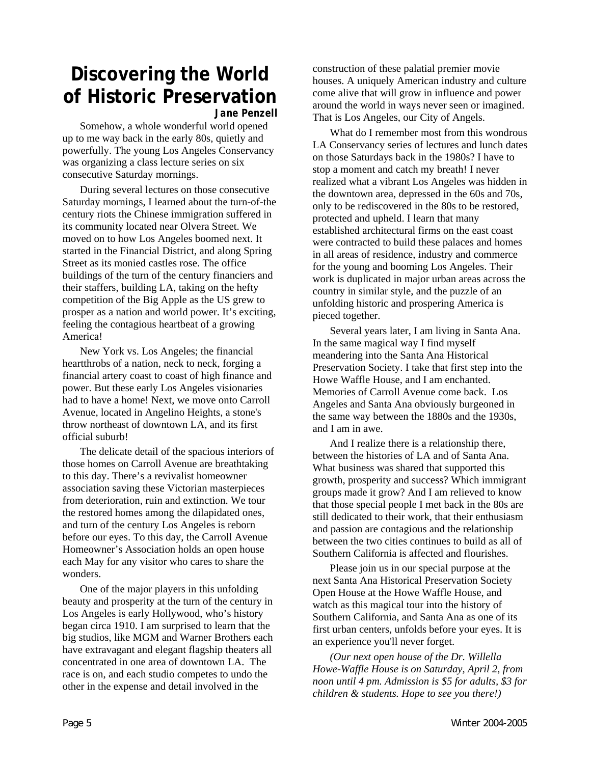# Discovering the World of Historic Preservation

**Jane Penzell**

Somehow, a whole wonderful world opened up to me way back in the early 80s, quietly and powerfully. The young Los Angeles Conservancy was organizing a class lecture series on six consecutive Saturday mornings.

During several lectures on those consecutive Saturday mornings, I learned about the turn-of-the century riots the Chinese immigration suffered in its community located near Olvera Street. We moved on to how Los Angeles boomed next. It started in the Financial District, and along Spring Street as its monied castles rose. The office buildings of the turn of the century financiers and their staffers, building LA, taking on the hefty competition of the Big Apple as the US grew to prosper as a nation and world power. It's exciting, feeling the contagious heartbeat of a growing America!

New York vs. Los Angeles; the financial heartthrobs of a nation, neck to neck, forging a financial artery coast to coast of high finance and power. But these early Los Angeles visionaries had to have a home! Next, we move onto Carroll Avenue, located in Angelino Heights, a stone's throw northeast of downtown LA, and its first official suburb!

The delicate detail of the spacious interiors of those homes on Carroll Avenue are breathtaking to this day. There's a revivalist homeowner association saving these Victorian masterpieces from deterioration, ruin and extinction. We tour the restored homes among the dilapidated ones, and turn of the century Los Angeles is reborn before our eyes. To this day, the Carroll Avenue Homeowner's Association holds an open house each May for any visitor who cares to share the wonders.

One of the major players in this unfolding beauty and prosperity at the turn of the century in Los Angeles is early Hollywood, who's history began circa 1910. I am surprised to learn that the big studios, like MGM and Warner Brothers each have extravagant and elegant flagship theaters all concentrated in one area of downtown LA. The race is on, and each studio competes to undo the other in the expense and detail involved in the construction of these palatial premier movie houses. A uniquely American industry and culture come alive that will grow in influence and power around the world in ways never seen or imagined. That is Los Angeles, our City of Angels.

What do I remember most from this wondrous LA Conservancy series of lectures and lunch dates on those Saturdays back in the 1980s? I have to stop a moment and catch my breath! I never realized what a vibrant Los Angeles was hidden in the downtown area, depressed in the 60s and 70s, only to be rediscovered in the 80s to be restored, protected and upheld. I learn that many established architectural firms on the east coast were contracted to build these palaces and homes in all areas of residence, industry and commerce for the young and booming Los Angeles. Their work is duplicated in major urban areas across the country in similar style, and the puzzle of an unfolding historic and prospering America is pieced together.

Several years later, I am living in Santa Ana. In the same magical way I find myself meandering into the Santa Ana Historical Preservation Society. I take that first step into the Howe Waffle House, and I am enchanted. Memories of Carroll Avenue come back. Los Angeles and Santa Ana obviously burgeoned in the same way between the 1880s and the 1930s, and I am in awe.

And I realize there is a relationship there, between the histories of LA and of Santa Ana. What business was shared that supported this growth, prosperity and success? Which immigrant groups made it grow? And I am relieved to know that those special people I met back in the 80s are still dedicated to their work, that their enthusiasm and passion are contagious and the relationship between the two cities continues to build as all of Southern California is affected and flourishes.

Please join us in our special purpose at the next Santa Ana Historical Preservation Society Open House at the Howe Waffle House, and watch as this magical tour into the history of Southern California, and Santa Ana as one of its first urban centers, unfolds before your eyes. It is an experience you'll never forget.

*(Our next open house of the Dr. Willella Howe-Waffle House is on Saturday, April 2, from noon until 4 pm. Admission is $5 for adults, $3 for children & students. Hope to see you there!)*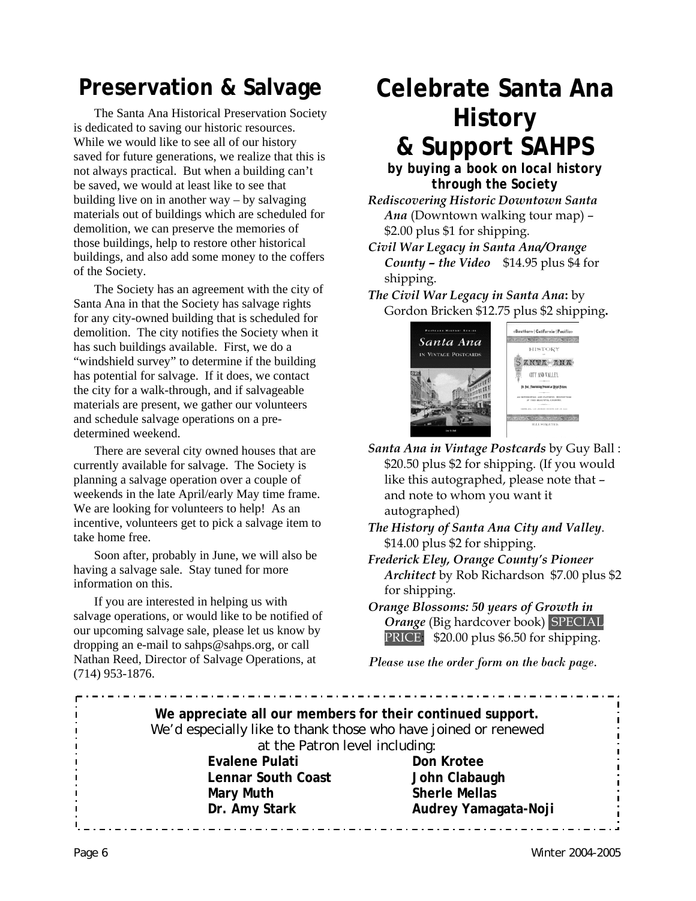## Preservation & Salvage

The Santa Ana Historical Preservation Society is dedicated to saving our historic resources. While we would like to see all of our history saved for future generations, we realize that this is not always practical. But when a building can't be saved, we would at least like to see that building live on in another way – by salvaging materials out of buildings which are scheduled for demolition, we can preserve the memories of those buildings, help to restore other historical buildings, and also add some money to the coffers of the Society.

The Society has an agreement with the city of Santa Ana in that the Society has salvage rights for any city-owned building that is scheduled for demolition. The city notifies the Society when it has such buildings available. First, we do a "windshield survey" to determine if the building has potential for salvage. If it does, we contact the city for a walk-through, and if salvageable materials are present, we gather our volunteers and schedule salvage operations on a pre-determined weekend.

There are several city owned houses that are currently available for salvage. The Society is planning a salvage operation over a couple of weekends in the late April/early May time frame. We are looking for volunteers to help! As an incentive, volunteers get to pick a salvage item to take home free.

Soon after, probably in June, we will also be having a salvage sale. Stay tuned for more information on this.

If you are interested in helping us with salvage operations, or would like to be notified of our upcoming salvage sale, please let us know by dropping an e-mail to sahps@sahps.org, or call Nathan Reed, Director of Salvage Operations, at (714) 953-1876.

## Celebrate Santa Ana History & Support SAHPS

**by buying a book on local history through the Society**

*Rediscovering Historic Downtown Santa Ana* (Downtown walking tour map) – $2.00 plus $1 for shipping.

*Civil War Legacy in Santa Ana/Orange County – the Video* $14.95 plus $4 for shipping.

*The Civil War Legacy in Santa Ana***:** by Gordon Bricken $12.75 plus $2 shipping**.**

*Santa Ana in Vintage Postcards* by Guy Ball : $20.50 plus $2 for shipping. (If you would like this autographed, please note that – and note to whom you want it autographed)

*The History of Santa Ana City and Valley*. $14.00 plus $2 for shipping.

*Frederick Eley, Orange County's Pioneer Architect* by Rob Richardson $7.00 plus $2 for shipping.

*Orange Blossoms: 50 years of Growth in Orange* (Big hardcover book) SPECIAL PRICE: $20.00 plus $6.50 for shipping.

*Please use the order form on the back page.*

---

**We appreciate all our members for their continued support.**
We'd especially like to thank those who have joined or renewed at the Patron level including:

| | |
|---|---|
| **Evalene Pulati** | **Don Krotee** |
| **Lennar South Coast** | **John Clabaugh** |
| **Mary Muth** | **Sherle Mellas** |
| **Dr. Amy Stark** | **Audrey Yamagata-Noji** |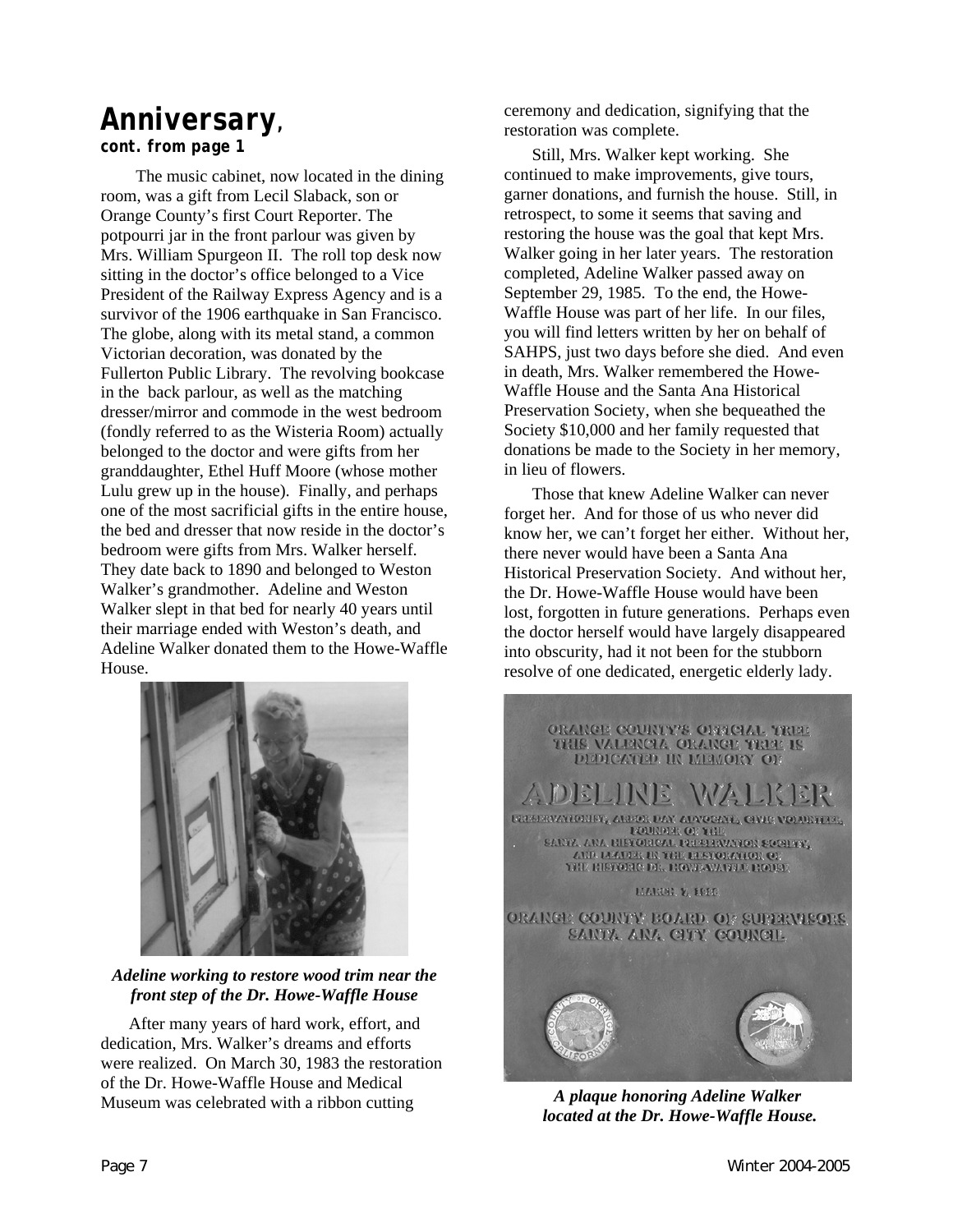## Anniversary,

***cont. from page 1***

The music cabinet, now located in the dining room, was a gift from Lecil Slaback, son or Orange County's first Court Reporter. The potpourri jar in the front parlour was given by Mrs. William Spurgeon II. The roll top desk now sitting in the doctor's office belonged to a Vice President of the Railway Express Agency and is a survivor of the 1906 earthquake in San Francisco. The globe, along with its metal stand, a common Victorian decoration, was donated by the Fullerton Public Library. The revolving bookcase in the back parlour, as well as the matching dresser/mirror and commode in the west bedroom (fondly referred to as the Wisteria Room) actually belonged to the doctor and were gifts from her granddaughter, Ethel Huff Moore (whose mother Lulu grew up in the house). Finally, and perhaps one of the most sacrificial gifts in the entire house, the bed and dresser that now reside in the doctor's bedroom were gifts from Mrs. Walker herself. They date back to 1890 and belonged to Weston Walker's grandmother. Adeline and Weston Walker slept in that bed for nearly 40 years until their marriage ended with Weston's death, and Adeline Walker donated them to the Howe-Waffle House.

***Adeline working to restore wood trim near the front step of the Dr. Howe-Waffle House***

After many years of hard work, effort, and dedication, Mrs. Walker's dreams and efforts were realized. On March 30, 1983 the restoration of the Dr. Howe-Waffle House and Medical Museum was celebrated with a ribbon cutting ceremony and dedication, signifying that the restoration was complete.

Still, Mrs. Walker kept working. She continued to make improvements, give tours, garner donations, and furnish the house. Still, in retrospect, to some it seems that saving and restoring the house was the goal that kept Mrs. Walker going in her later years. The restoration completed, Adeline Walker passed away on September 29, 1985. To the end, the Howe-Waffle House was part of her life. In our files, you will find letters written by her on behalf of SAHPS, just two days before she died. And even in death, Mrs. Walker remembered the Howe-Waffle House and the Santa Ana Historical Preservation Society, when she bequeathed the Society $10,000 and her family requested that donations be made to the Society in her memory, in lieu of flowers.

Those that knew Adeline Walker can never forget her. And for those of us who never did know her, we can't forget her either. Without her, there never would have been a Santa Ana Historical Preservation Society. And without her, the Dr. Howe-Waffle House would have been lost, forgotten in future generations. Perhaps even the doctor herself would have largely disappeared into obscurity, had it not been for the stubborn resolve of one dedicated, energetic elderly lady.

***A plaque honoring Adeline Walker located at the Dr. Howe-Waffle House.***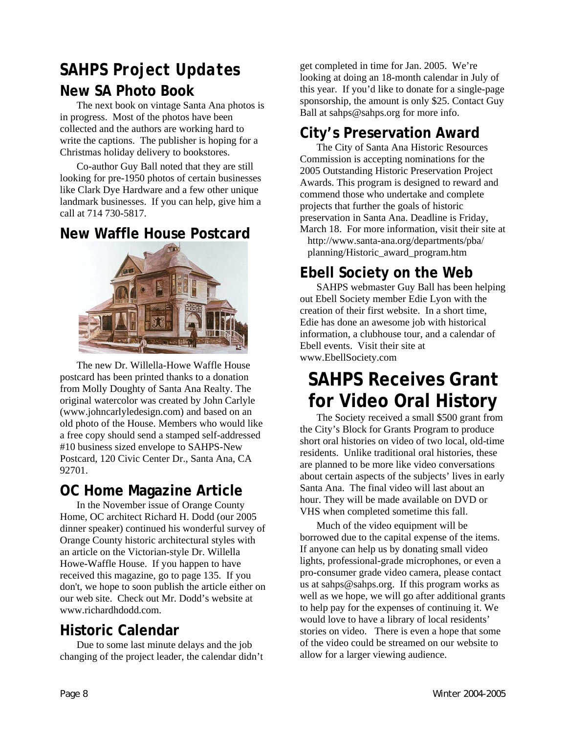# SAHPS Project Updates

## New SA Photo Book

The next book on vintage Santa Ana photos is in progress. Most of the photos have been collected and the authors are working hard to write the captions. The publisher is hoping for a Christmas holiday delivery to bookstores.

Co-author Guy Ball noted that they are still looking for pre-1950 photos of certain businesses like Clark Dye Hardware and a few other unique landmark businesses. If you can help, give him a call at 714 730-5817.

## New Waffle House Postcard

The new Dr. Willella-Howe Waffle House postcard has been printed thanks to a donation from Molly Doughty of Santa Ana Realty. The original watercolor was created by John Carlyle (www.johncarlyledesign.com) and based on an old photo of the House. Members who would like a free copy should send a stamped self-addressed #10 business sized envelope to SAHPS-New Postcard, 120 Civic Center Dr., Santa Ana, CA 92701.

## OC Home Magazine Article

In the November issue of Orange County Home, OC architect Richard H. Dodd (our 2005 dinner speaker) continued his wonderful survey of Orange County historic architectural styles with an article on the Victorian-style Dr. Willella Howe-Waffle House. If you happen to have received this magazine, go to page 135. If you don't, we hope to soon publish the article either on our web site. Check out Mr. Dodd's website at www.richardhdodd.com.

## Historic Calendar

Due to some last minute delays and the job changing of the project leader, the calendar didn't get completed in time for Jan. 2005. We're looking at doing an 18-month calendar in July of this year. If you'd like to donate for a single-page sponsorship, the amount is only $25. Contact Guy Ball at sahps@sahps.org for more info.

## City's Preservation Award

The City of Santa Ana Historic Resources Commission is accepting nominations for the 2005 Outstanding Historic Preservation Project Awards. This program is designed to reward and commend those who undertake and complete projects that further the goals of historic preservation in Santa Ana. Deadline is Friday, March 18. For more information, visit their site at http://www.santa-ana.org/departments/pba/planning/Historic_award_program.htm

## Ebell Society on the Web

SAHPS webmaster Guy Ball has been helping out Ebell Society member Edie Lyon with the creation of their first website. In a short time, Edie has done an awesome job with historical information, a clubhouse tour, and a calendar of Ebell events. Visit their site at www.EbellSociety.com

# SAHPS Receives Grant for Video Oral History

The Society received a small $500 grant from the City's Block for Grants Program to produce short oral histories on video of two local, old-time residents. Unlike traditional oral histories, these are planned to be more like video conversations about certain aspects of the subjects' lives in early Santa Ana. The final video will last about an hour. They will be made available on DVD or VHS when completed sometime this fall.

Much of the video equipment will be borrowed due to the capital expense of the items. If anyone can help us by donating small video lights, professional-grade microphones, or even a pro-consumer grade video camera, please contact us at sahps@sahps.org. If this program works as well as we hope, we will go after additional grants to help pay for the expenses of continuing it. We would love to have a library of local residents' stories on video. There is even a hope that some of the video could be streamed on our website to allow for a larger viewing audience.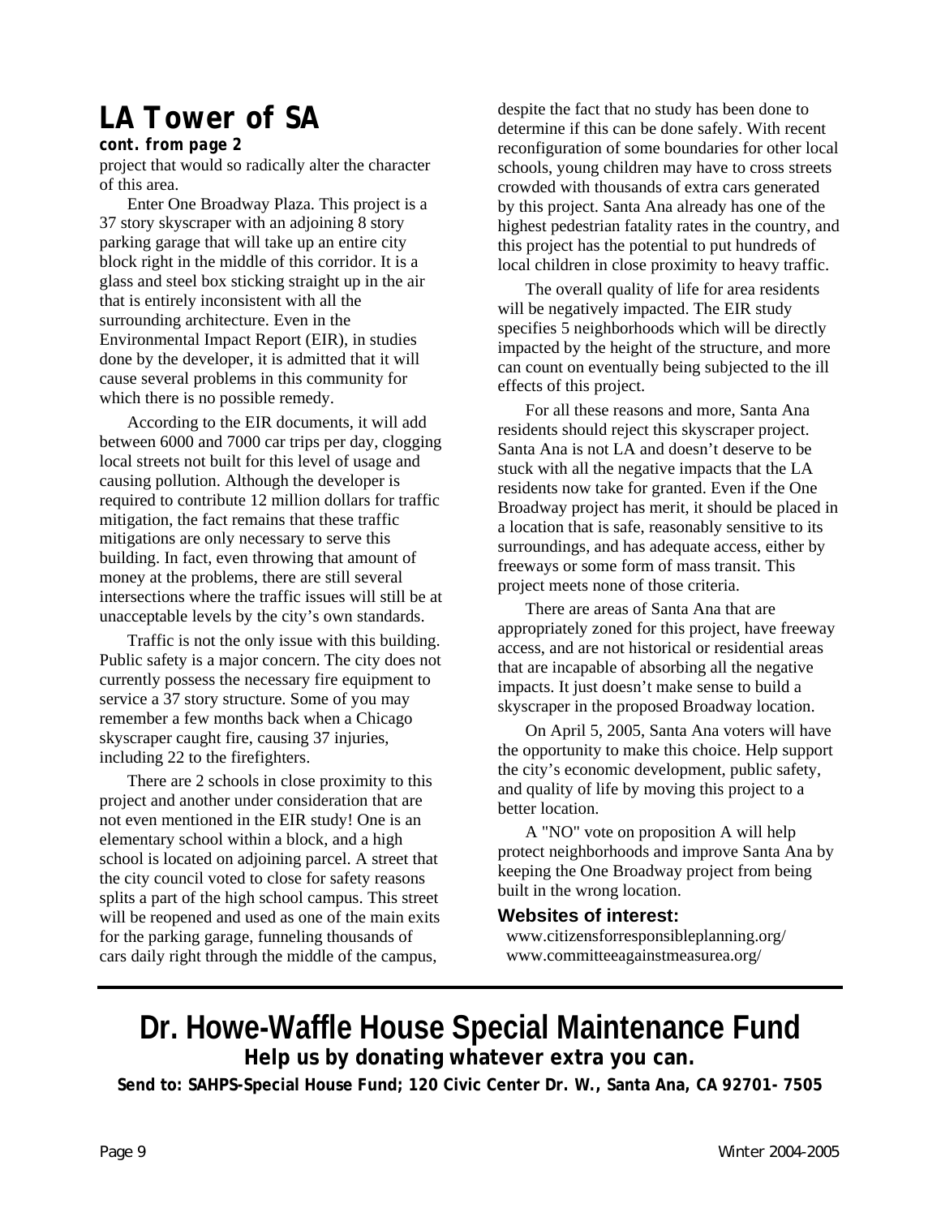## LA Tower of SA

***cont. from page 2***

project that would so radically alter the character of this area.

Enter One Broadway Plaza. This project is a 37 story skyscraper with an adjoining 8 story parking garage that will take up an entire city block right in the middle of this corridor. It is a glass and steel box sticking straight up in the air that is entirely inconsistent with all the surrounding architecture. Even in the Environmental Impact Report (EIR), in studies done by the developer, it is admitted that it will cause several problems in this community for which there is no possible remedy.

According to the EIR documents, it will add between 6000 and 7000 car trips per day, clogging local streets not built for this level of usage and causing pollution. Although the developer is required to contribute 12 million dollars for traffic mitigation, the fact remains that these traffic mitigations are only necessary to serve this building. In fact, even throwing that amount of money at the problems, there are still several intersections where the traffic issues will still be at unacceptable levels by the city's own standards.

Traffic is not the only issue with this building. Public safety is a major concern. The city does not currently possess the necessary fire equipment to service a 37 story structure. Some of you may remember a few months back when a Chicago skyscraper caught fire, causing 37 injuries, including 22 to the firefighters.

There are 2 schools in close proximity to this project and another under consideration that are not even mentioned in the EIR study! One is an elementary school within a block, and a high school is located on adjoining parcel. A street that the city council voted to close for safety reasons splits a part of the high school campus. This street will be reopened and used as one of the main exits for the parking garage, funneling thousands of cars daily right through the middle of the campus, despite the fact that no study has been done to determine if this can be done safely. With recent reconfiguration of some boundaries for other local schools, young children may have to cross streets crowded with thousands of extra cars generated by this project. Santa Ana already has one of the highest pedestrian fatality rates in the country, and this project has the potential to put hundreds of local children in close proximity to heavy traffic.

The overall quality of life for area residents will be negatively impacted. The EIR study specifies 5 neighborhoods which will be directly impacted by the height of the structure, and more can count on eventually being subjected to the ill effects of this project.

For all these reasons and more, Santa Ana residents should reject this skyscraper project. Santa Ana is not LA and doesn't deserve to be stuck with all the negative impacts that the LA residents now take for granted. Even if the One Broadway project has merit, it should be placed in a location that is safe, reasonably sensitive to its surroundings, and has adequate access, either by freeways or some form of mass transit. This project meets none of those criteria.

There are areas of Santa Ana that are appropriately zoned for this project, have freeway access, and are not historical or residential areas that are incapable of absorbing all the negative impacts. It just doesn't make sense to build a skyscraper in the proposed Broadway location.

On April 5, 2005, Santa Ana voters will have the opportunity to make this choice. Help support the city's economic development, public safety, and quality of life by moving this project to a better location.

A "NO" vote on proposition A will help protect neighborhoods and improve Santa Ana by keeping the One Broadway project from being built in the wrong location.

**Websites of interest:**

www.citizensforresponsibleplanning.org/
www.committeeagainstmeasurea.org/

---

## Dr. Howe-Waffle House Special Maintenance Fund

**Help us by donating whatever extra you can.**

**Send to: SAHPS-Special House Fund; 120 Civic Center Dr. W., Santa Ana, CA 92701- 7505**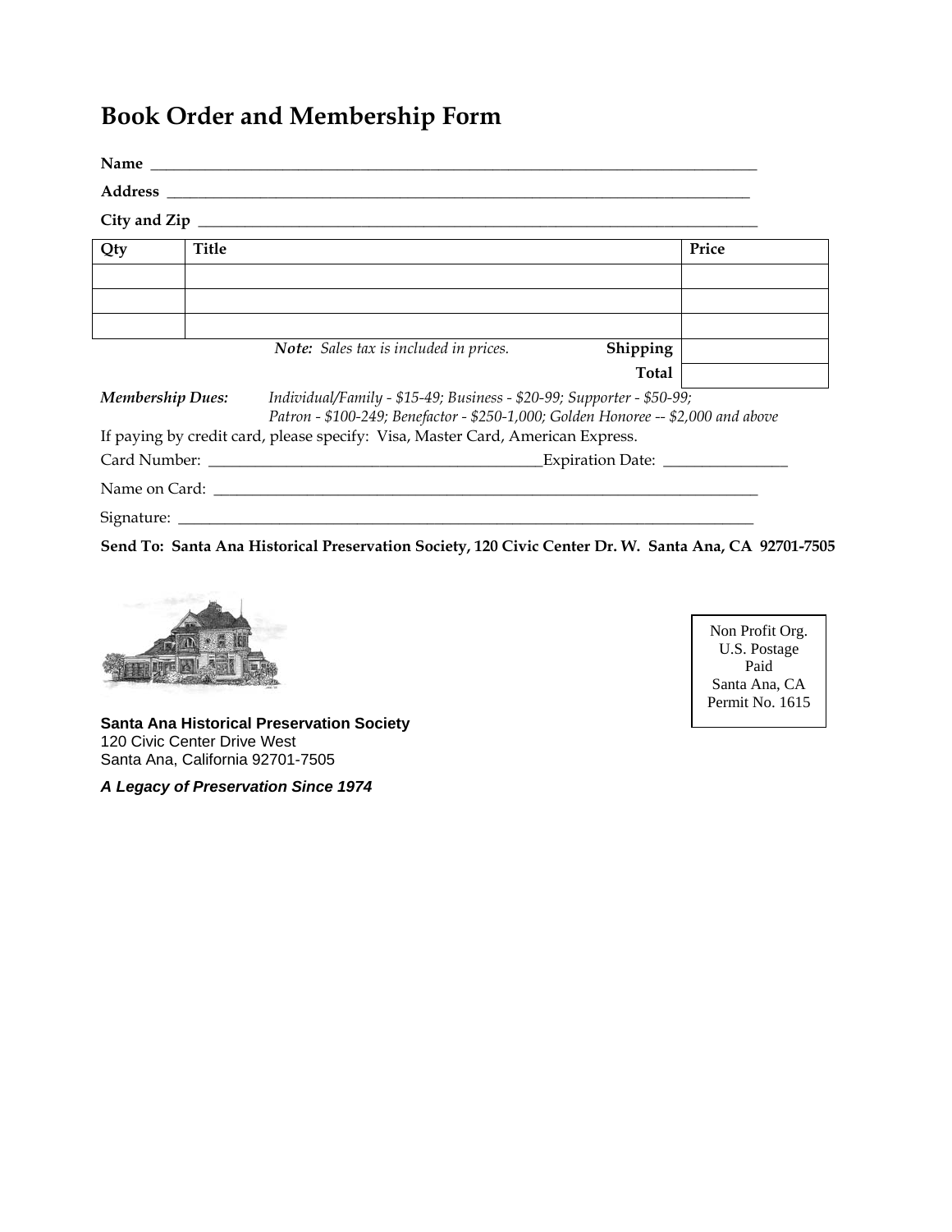# Book Order and Membership Form

**Name** ______________________________________________________________________________

**Address** ____________________________________________________________________________

**City and Zip** _________________________________________________________________________

| Qty | Title | Price |
|---|---|---|
| | | |
| | | |
| | | |
| | ***Note:*** *Sales tax is included in prices.* **Shipping** | |
| | **Total** | |

***Membership Dues:*** *Individual/Family - $15-49; Business - $20-99; Supporter - $50-99; Patron - $100-249; Benefactor - $250-1,000; Golden Honoree -- $2,000 and above*

If paying by credit card, please specify: Visa, Master Card, American Express.

Card Number: ___________________________________________Expiration Date: ________________

Name on Card: _________________________________________________________________________

Signature: _____________________________________________________________________________

**Send To: Santa Ana Historical Preservation Society, 120 Civic Center Dr. W. Santa Ana, CA 92701-7505**

Non Profit Org.
U.S. Postage
Paid
Santa Ana, CA
Permit No. 1615

**Santa Ana Historical Preservation Society**
120 Civic Center Drive West
Santa Ana, California 92701-7505

***A Legacy of Preservation Since 1974***